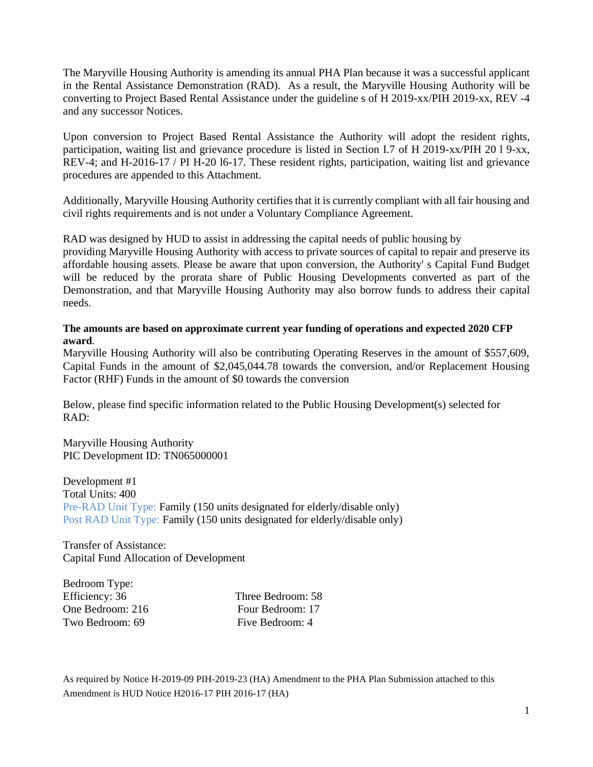The Maryville Housing Authority is amending its annual PHA Plan because it was a successful applicant in the Rental Assistance Demonstration (RAD). As a result, the Maryville Housing Authority will be converting to Project Based Rental Assistance under the guideline s of H 2019-xx/PIH 2019-xx, REV -4 and any successor Notices.

Upon conversion to Project Based Rental Assistance the Authority will adopt the resident rights, participation, waiting list and grievance procedure is listed in Section I.7 of H 2019-xx/PIH 20 l 9-xx, REV-4; and H-2016-17 / PI H-20 l6-17. These resident rights, participation, waiting list and grievance procedures are appended to this Attachment.

Additionally, Maryville Housing Authority certifies that it is currently compliant with all fair housing and civil rights requirements and is not under a Voluntary Compliance Agreement.

RAD was designed by HUD to assist in addressing the capital needs of public housing by providing Maryville Housing Authority with access to private sources of capital to repair and preserve its affordable housing assets. Please be aware that upon conversion, the Authority' s Capital Fund Budget will be reduced by the prorata share of Public Housing Developments converted as part of the Demonstration, and that Maryville Housing Authority may also borrow funds to address their capital needs.

**The amounts are based on approximate current year funding of operations and expected 2020 CFP award**.
Maryville Housing Authority will also be contributing Operating Reserves in the amount of $557,609, Capital Funds in the amount of $2,045,044.78 towards the conversion, and/or Replacement Housing Factor (RHF) Funds in the amount of $0 towards the conversion

Below, please find specific information related to the Public Housing Development(s) selected for RAD:

Maryville Housing Authority
PIC Development ID: TN065000001

Development #1
Total Units: 400
Pre-RAD Unit Type: Family (150 units designated for elderly/disable only)
Post RAD Unit Type: Family (150 units designated for elderly/disable only)

Transfer of Assistance:
Capital Fund Allocation of Development

Bedroom Type:

| | |
|---|---|
| Efficiency: 36 | Three Bedroom: 58 |
| One Bedroom: 216 | Four Bedroom: 17 |
| Two Bedroom: 69 | Five Bedroom: 4 |

As required by Notice H-2019-09 PIH-2019-23 (HA) Amendment to the PHA Plan Submission attached to this Amendment is HUD Notice H2016-17 PIH 2016-17 (HA)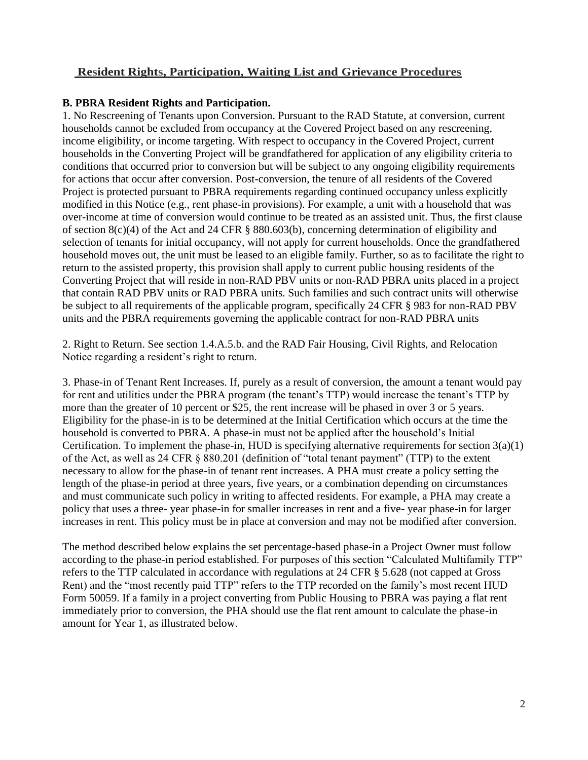## Resident Rights, Participation, Waiting List and Grievance Procedures

**B. PBRA Resident Rights and Participation.**

1. No Rescreening of Tenants upon Conversion. Pursuant to the RAD Statute, at conversion, current households cannot be excluded from occupancy at the Covered Project based on any rescreening, income eligibility, or income targeting. With respect to occupancy in the Covered Project, current households in the Converting Project will be grandfathered for application of any eligibility criteria to conditions that occurred prior to conversion but will be subject to any ongoing eligibility requirements for actions that occur after conversion. Post-conversion, the tenure of all residents of the Covered Project is protected pursuant to PBRA requirements regarding continued occupancy unless explicitly modified in this Notice (e.g., rent phase-in provisions). For example, a unit with a household that was over-income at time of conversion would continue to be treated as an assisted unit. Thus, the first clause of section 8(c)(4) of the Act and 24 CFR § 880.603(b), concerning determination of eligibility and selection of tenants for initial occupancy, will not apply for current households. Once the grandfathered household moves out, the unit must be leased to an eligible family. Further, so as to facilitate the right to return to the assisted property, this provision shall apply to current public housing residents of the Converting Project that will reside in non-RAD PBV units or non-RAD PBRA units placed in a project that contain RAD PBV units or RAD PBRA units. Such families and such contract units will otherwise be subject to all requirements of the applicable program, specifically 24 CFR § 983 for non-RAD PBV units and the PBRA requirements governing the applicable contract for non-RAD PBRA units

2. Right to Return. See section 1.4.A.5.b. and the RAD Fair Housing, Civil Rights, and Relocation Notice regarding a resident's right to return.

3. Phase-in of Tenant Rent Increases. If, purely as a result of conversion, the amount a tenant would pay for rent and utilities under the PBRA program (the tenant's TTP) would increase the tenant's TTP by more than the greater of 10 percent or $25, the rent increase will be phased in over 3 or 5 years. Eligibility for the phase-in is to be determined at the Initial Certification which occurs at the time the household is converted to PBRA. A phase-in must not be applied after the household's Initial Certification. To implement the phase-in, HUD is specifying alternative requirements for section 3(a)(1) of the Act, as well as 24 CFR § 880.201 (definition of "total tenant payment" (TTP) to the extent necessary to allow for the phase-in of tenant rent increases. A PHA must create a policy setting the length of the phase-in period at three years, five years, or a combination depending on circumstances and must communicate such policy in writing to affected residents. For example, a PHA may create a policy that uses a three- year phase-in for smaller increases in rent and a five- year phase-in for larger increases in rent. This policy must be in place at conversion and may not be modified after conversion.

The method described below explains the set percentage-based phase-in a Project Owner must follow according to the phase-in period established. For purposes of this section "Calculated Multifamily TTP" refers to the TTP calculated in accordance with regulations at 24 CFR § 5.628 (not capped at Gross Rent) and the "most recently paid TTP" refers to the TTP recorded on the family's most recent HUD Form 50059. If a family in a project converting from Public Housing to PBRA was paying a flat rent immediately prior to conversion, the PHA should use the flat rent amount to calculate the phase-in amount for Year 1, as illustrated below.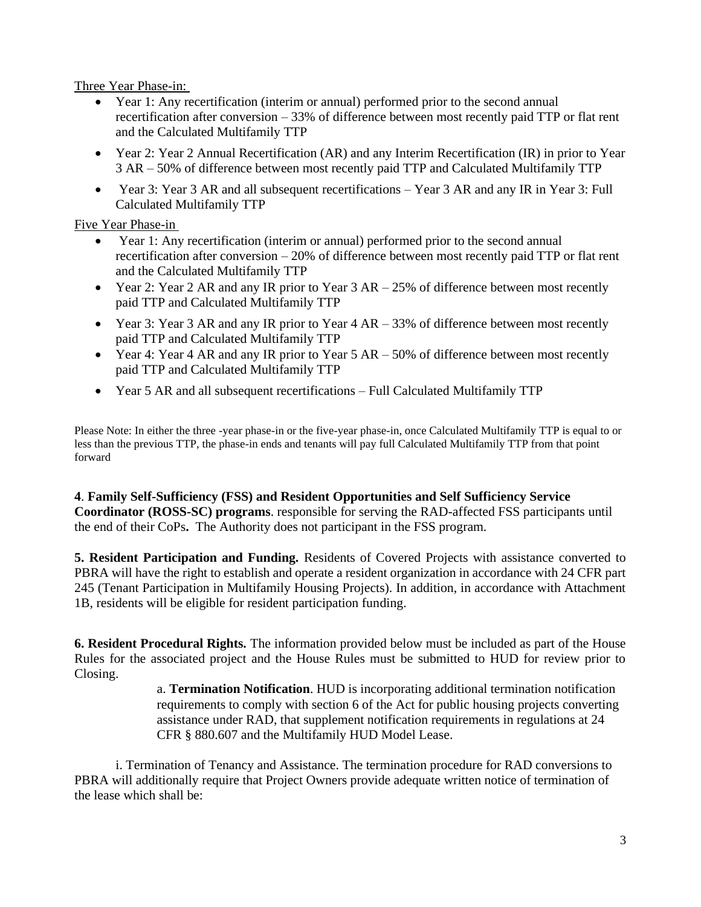Three Year Phase-in:

- Year 1: Any recertification (interim or annual) performed prior to the second annual recertification after conversion – 33% of difference between most recently paid TTP or flat rent and the Calculated Multifamily TTP
- Year 2: Year 2 Annual Recertification (AR) and any Interim Recertification (IR) in prior to Year 3 AR – 50% of difference between most recently paid TTP and Calculated Multifamily TTP
- Year 3: Year 3 AR and all subsequent recertifications – Year 3 AR and any IR in Year 3: Full Calculated Multifamily TTP

Five Year Phase-in

- Year 1: Any recertification (interim or annual) performed prior to the second annual recertification after conversion – 20% of difference between most recently paid TTP or flat rent and the Calculated Multifamily TTP
- Year 2: Year 2 AR and any IR prior to Year 3 AR – 25% of difference between most recently paid TTP and Calculated Multifamily TTP
- Year 3: Year 3 AR and any IR prior to Year 4 AR – 33% of difference between most recently paid TTP and Calculated Multifamily TTP
- Year 4: Year 4 AR and any IR prior to Year 5 AR – 50% of difference between most recently paid TTP and Calculated Multifamily TTP
- Year 5 AR and all subsequent recertifications – Full Calculated Multifamily TTP

Please Note: In either the three -year phase-in or the five-year phase-in, once Calculated Multifamily TTP is equal to or less than the previous TTP, the phase-in ends and tenants will pay full Calculated Multifamily TTP from that point forward

**4**. **Family Self-Sufficiency (FSS) and Resident Opportunities and Self Sufficiency Service Coordinator (ROSS-SC) programs**. responsible for serving the RAD-affected FSS participants until the end of their CoPs**.** The Authority does not participant in the FSS program.

**5. Resident Participation and Funding.** Residents of Covered Projects with assistance converted to PBRA will have the right to establish and operate a resident organization in accordance with 24 CFR part 245 (Tenant Participation in Multifamily Housing Projects). In addition, in accordance with Attachment 1B, residents will be eligible for resident participation funding.

**6. Resident Procedural Rights.** The information provided below must be included as part of the House Rules for the associated project and the House Rules must be submitted to HUD for review prior to Closing.

a. **Termination Notification**. HUD is incorporating additional termination notification requirements to comply with section 6 of the Act for public housing projects converting assistance under RAD, that supplement notification requirements in regulations at 24 CFR § 880.607 and the Multifamily HUD Model Lease.

i. Termination of Tenancy and Assistance. The termination procedure for RAD conversions to PBRA will additionally require that Project Owners provide adequate written notice of termination of the lease which shall be: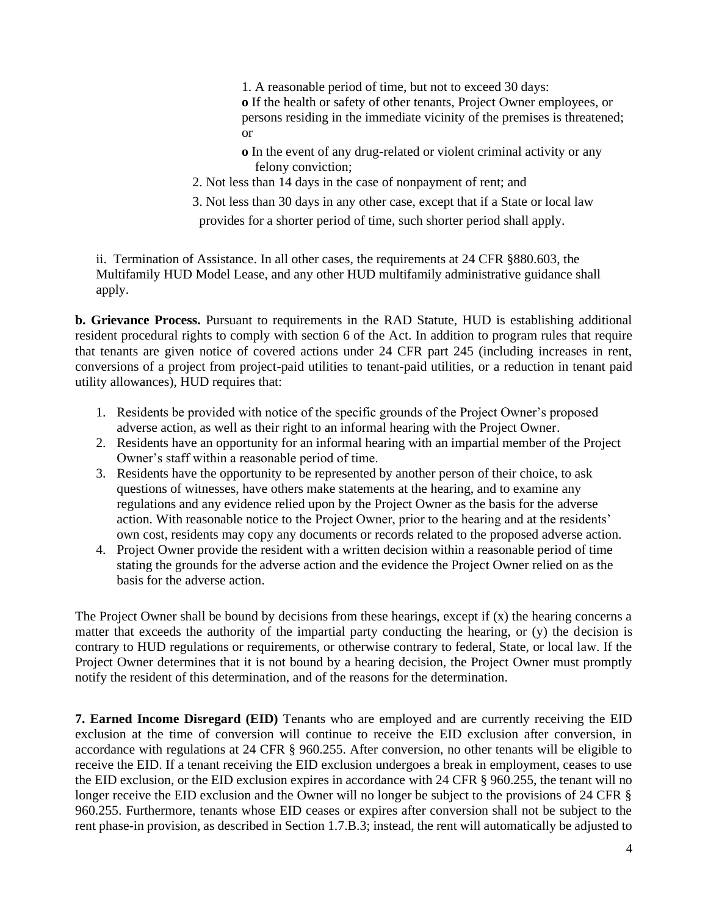1. A reasonable period of time, but not to exceed 30 days:
   - If the health or safety of other tenants, Project Owner employees, or persons residing in the immediate vicinity of the premises is threatened; or
   - In the event of any drug-related or violent criminal activity or any felony conviction;
2. Not less than 14 days in the case of nonpayment of rent; and
3. Not less than 30 days in any other case, except that if a State or local law provides for a shorter period of time, such shorter period shall apply.

ii. Termination of Assistance. In all other cases, the requirements at 24 CFR §880.603, the Multifamily HUD Model Lease, and any other HUD multifamily administrative guidance shall apply.

**b. Grievance Process.** Pursuant to requirements in the RAD Statute, HUD is establishing additional resident procedural rights to comply with section 6 of the Act. In addition to program rules that require that tenants are given notice of covered actions under 24 CFR part 245 (including increases in rent, conversions of a project from project-paid utilities to tenant-paid utilities, or a reduction in tenant paid utility allowances), HUD requires that:

1. Residents be provided with notice of the specific grounds of the Project Owner's proposed adverse action, as well as their right to an informal hearing with the Project Owner.
2. Residents have an opportunity for an informal hearing with an impartial member of the Project Owner's staff within a reasonable period of time.
3. Residents have the opportunity to be represented by another person of their choice, to ask questions of witnesses, have others make statements at the hearing, and to examine any regulations and any evidence relied upon by the Project Owner as the basis for the adverse action. With reasonable notice to the Project Owner, prior to the hearing and at the residents' own cost, residents may copy any documents or records related to the proposed adverse action.
4. Project Owner provide the resident with a written decision within a reasonable period of time stating the grounds for the adverse action and the evidence the Project Owner relied on as the basis for the adverse action.

The Project Owner shall be bound by decisions from these hearings, except if (x) the hearing concerns a matter that exceeds the authority of the impartial party conducting the hearing, or (y) the decision is contrary to HUD regulations or requirements, or otherwise contrary to federal, State, or local law. If the Project Owner determines that it is not bound by a hearing decision, the Project Owner must promptly notify the resident of this determination, and of the reasons for the determination.

**7. Earned Income Disregard (EID)** Tenants who are employed and are currently receiving the EID exclusion at the time of conversion will continue to receive the EID exclusion after conversion, in accordance with regulations at 24 CFR § 960.255. After conversion, no other tenants will be eligible to receive the EID. If a tenant receiving the EID exclusion undergoes a break in employment, ceases to use the EID exclusion, or the EID exclusion expires in accordance with 24 CFR § 960.255, the tenant will no longer receive the EID exclusion and the Owner will no longer be subject to the provisions of 24 CFR § 960.255. Furthermore, tenants whose EID ceases or expires after conversion shall not be subject to the rent phase-in provision, as described in Section 1.7.B.3; instead, the rent will automatically be adjusted to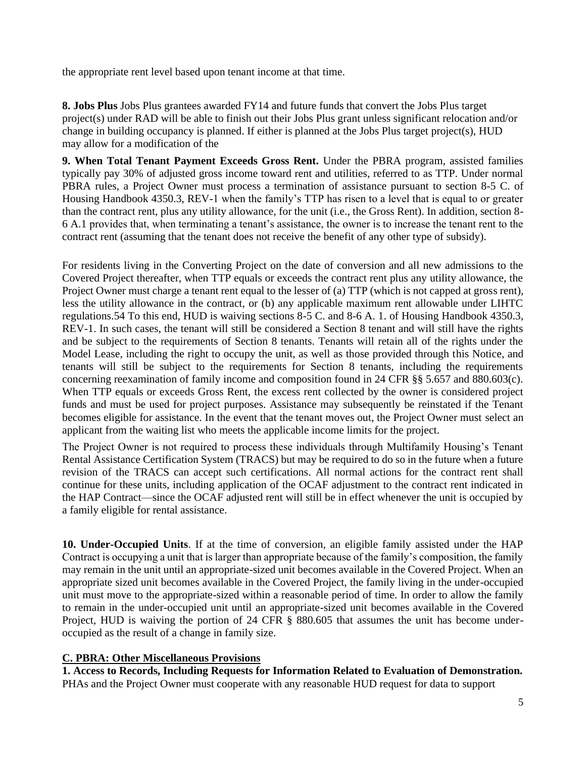the appropriate rent level based upon tenant income at that time.

**8. Jobs Plus** Jobs Plus grantees awarded FY14 and future funds that convert the Jobs Plus target project(s) under RAD will be able to finish out their Jobs Plus grant unless significant relocation and/or change in building occupancy is planned. If either is planned at the Jobs Plus target project(s), HUD may allow for a modification of the

**9. When Total Tenant Payment Exceeds Gross Rent.** Under the PBRA program, assisted families typically pay 30% of adjusted gross income toward rent and utilities, referred to as TTP. Under normal PBRA rules, a Project Owner must process a termination of assistance pursuant to section 8-5 C. of Housing Handbook 4350.3, REV-1 when the family's TTP has risen to a level that is equal to or greater than the contract rent, plus any utility allowance, for the unit (i.e., the Gross Rent). In addition, section 8-6 A.1 provides that, when terminating a tenant's assistance, the owner is to increase the tenant rent to the contract rent (assuming that the tenant does not receive the benefit of any other type of subsidy).

For residents living in the Converting Project on the date of conversion and all new admissions to the Covered Project thereafter, when TTP equals or exceeds the contract rent plus any utility allowance, the Project Owner must charge a tenant rent equal to the lesser of (a) TTP (which is not capped at gross rent), less the utility allowance in the contract, or (b) any applicable maximum rent allowable under LIHTC regulations.54 To this end, HUD is waiving sections 8-5 C. and 8-6 A. 1. of Housing Handbook 4350.3, REV-1. In such cases, the tenant will still be considered a Section 8 tenant and will still have the rights and be subject to the requirements of Section 8 tenants. Tenants will retain all of the rights under the Model Lease, including the right to occupy the unit, as well as those provided through this Notice, and tenants will still be subject to the requirements for Section 8 tenants, including the requirements concerning reexamination of family income and composition found in 24 CFR §§ 5.657 and 880.603(c). When TTP equals or exceeds Gross Rent, the excess rent collected by the owner is considered project funds and must be used for project purposes. Assistance may subsequently be reinstated if the Tenant becomes eligible for assistance. In the event that the tenant moves out, the Project Owner must select an applicant from the waiting list who meets the applicable income limits for the project.

The Project Owner is not required to process these individuals through Multifamily Housing's Tenant Rental Assistance Certification System (TRACS) but may be required to do so in the future when a future revision of the TRACS can accept such certifications. All normal actions for the contract rent shall continue for these units, including application of the OCAF adjustment to the contract rent indicated in the HAP Contract—since the OCAF adjusted rent will still be in effect whenever the unit is occupied by a family eligible for rental assistance.

**10. Under-Occupied Units**. If at the time of conversion, an eligible family assisted under the HAP Contract is occupying a unit that is larger than appropriate because of the family's composition, the family may remain in the unit until an appropriate-sized unit becomes available in the Covered Project. When an appropriate sized unit becomes available in the Covered Project, the family living in the under-occupied unit must move to the appropriate-sized within a reasonable period of time. In order to allow the family to remain in the under-occupied unit until an appropriate-sized unit becomes available in the Covered Project, HUD is waiving the portion of 24 CFR § 880.605 that assumes the unit has become under-occupied as the result of a change in family size.

## C. PBRA: Other Miscellaneous Provisions

**1. Access to Records, Including Requests for Information Related to Evaluation of Demonstration.** PHAs and the Project Owner must cooperate with any reasonable HUD request for data to support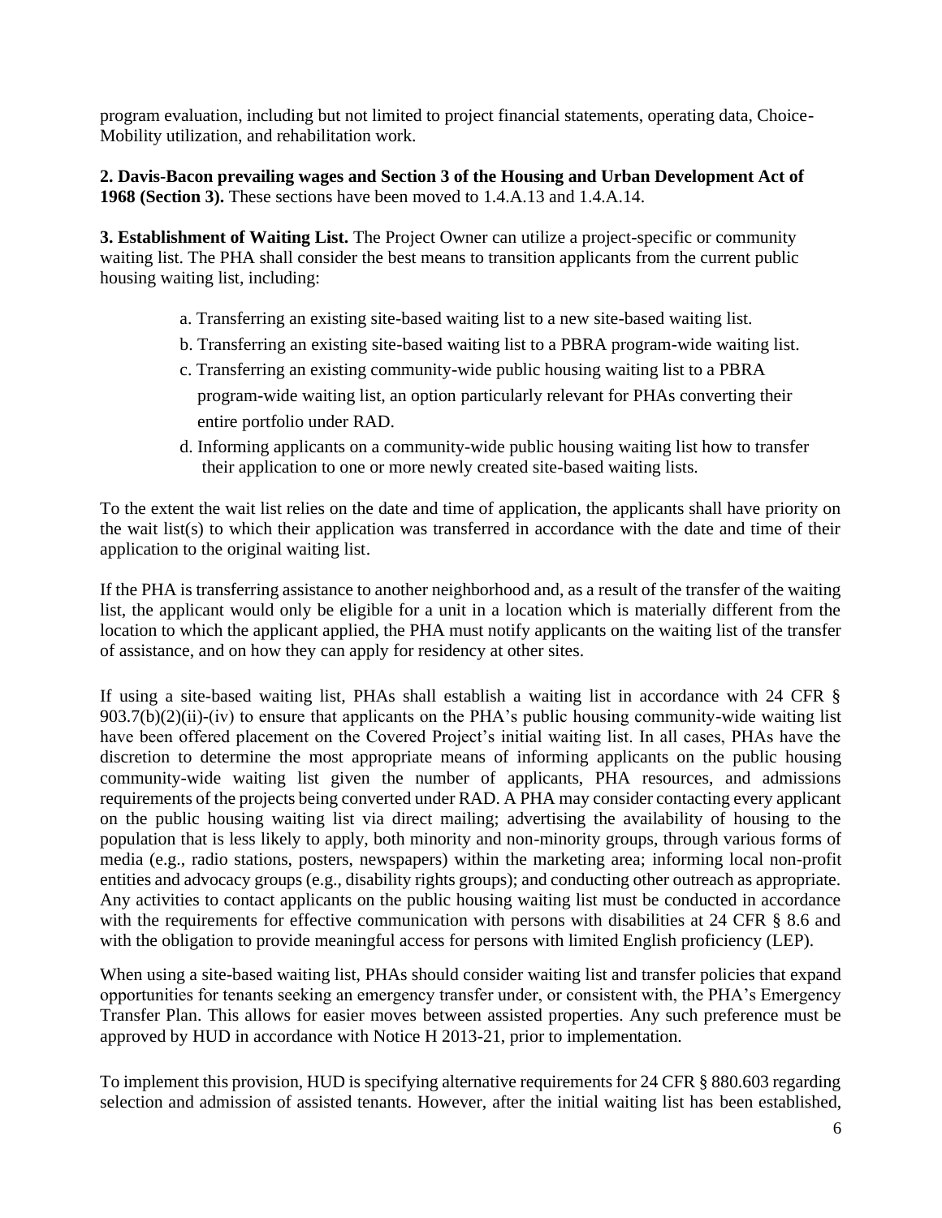program evaluation, including but not limited to project financial statements, operating data, Choice-Mobility utilization, and rehabilitation work.

**2. Davis-Bacon prevailing wages and Section 3 of the Housing and Urban Development Act of 1968 (Section 3).** These sections have been moved to 1.4.A.13 and 1.4.A.14.

**3. Establishment of Waiting List.** The Project Owner can utilize a project-specific or community waiting list. The PHA shall consider the best means to transition applicants from the current public housing waiting list, including:

a. Transferring an existing site-based waiting list to a new site-based waiting list.

b. Transferring an existing site-based waiting list to a PBRA program-wide waiting list.

c. Transferring an existing community-wide public housing waiting list to a PBRA program-wide waiting list, an option particularly relevant for PHAs converting their entire portfolio under RAD.

d. Informing applicants on a community-wide public housing waiting list how to transfer their application to one or more newly created site-based waiting lists.

To the extent the wait list relies on the date and time of application, the applicants shall have priority on the wait list(s) to which their application was transferred in accordance with the date and time of their application to the original waiting list.

If the PHA is transferring assistance to another neighborhood and, as a result of the transfer of the waiting list, the applicant would only be eligible for a unit in a location which is materially different from the location to which the applicant applied, the PHA must notify applicants on the waiting list of the transfer of assistance, and on how they can apply for residency at other sites.

If using a site-based waiting list, PHAs shall establish a waiting list in accordance with 24 CFR § 903.7(b)(2)(ii)-(iv) to ensure that applicants on the PHA's public housing community-wide waiting list have been offered placement on the Covered Project's initial waiting list. In all cases, PHAs have the discretion to determine the most appropriate means of informing applicants on the public housing community-wide waiting list given the number of applicants, PHA resources, and admissions requirements of the projects being converted under RAD. A PHA may consider contacting every applicant on the public housing waiting list via direct mailing; advertising the availability of housing to the population that is less likely to apply, both minority and non-minority groups, through various forms of media (e.g., radio stations, posters, newspapers) within the marketing area; informing local non-profit entities and advocacy groups (e.g., disability rights groups); and conducting other outreach as appropriate. Any activities to contact applicants on the public housing waiting list must be conducted in accordance with the requirements for effective communication with persons with disabilities at 24 CFR § 8.6 and with the obligation to provide meaningful access for persons with limited English proficiency (LEP).

When using a site-based waiting list, PHAs should consider waiting list and transfer policies that expand opportunities for tenants seeking an emergency transfer under, or consistent with, the PHA's Emergency Transfer Plan. This allows for easier moves between assisted properties. Any such preference must be approved by HUD in accordance with Notice H 2013-21, prior to implementation.

To implement this provision, HUD is specifying alternative requirements for 24 CFR § 880.603 regarding selection and admission of assisted tenants. However, after the initial waiting list has been established,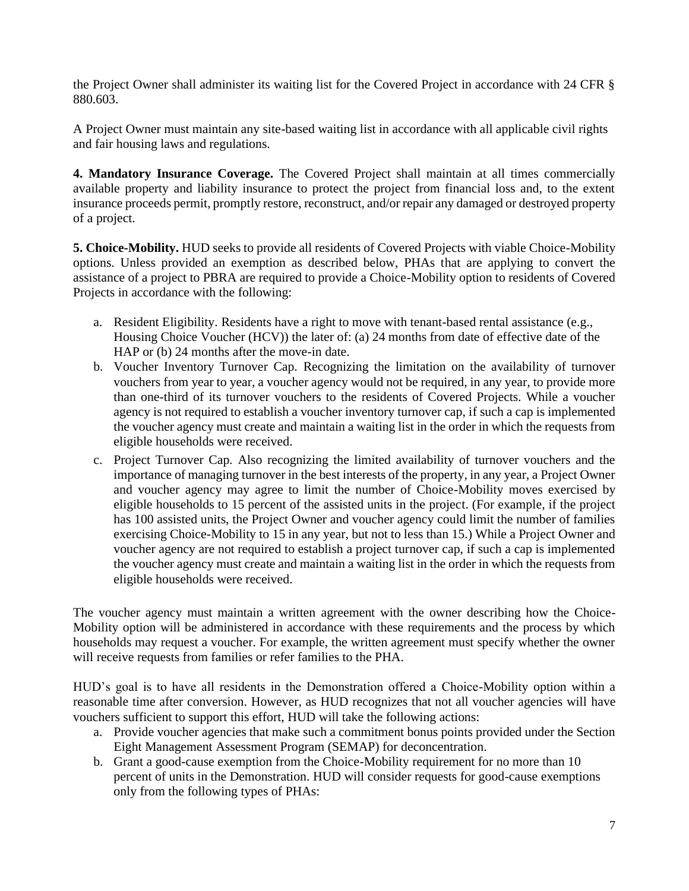the Project Owner shall administer its waiting list for the Covered Project in accordance with 24 CFR § 880.603.

A Project Owner must maintain any site-based waiting list in accordance with all applicable civil rights and fair housing laws and regulations.

**4. Mandatory Insurance Coverage.** The Covered Project shall maintain at all times commercially available property and liability insurance to protect the project from financial loss and, to the extent insurance proceeds permit, promptly restore, reconstruct, and/or repair any damaged or destroyed property of a project.

**5. Choice-Mobility.** HUD seeks to provide all residents of Covered Projects with viable Choice-Mobility options. Unless provided an exemption as described below, PHAs that are applying to convert the assistance of a project to PBRA are required to provide a Choice-Mobility option to residents of Covered Projects in accordance with the following:

a. Resident Eligibility. Residents have a right to move with tenant-based rental assistance (e.g., Housing Choice Voucher (HCV)) the later of: (a) 24 months from date of effective date of the HAP or (b) 24 months after the move-in date.
b. Voucher Inventory Turnover Cap. Recognizing the limitation on the availability of turnover vouchers from year to year, a voucher agency would not be required, in any year, to provide more than one-third of its turnover vouchers to the residents of Covered Projects. While a voucher agency is not required to establish a voucher inventory turnover cap, if such a cap is implemented the voucher agency must create and maintain a waiting list in the order in which the requests from eligible households were received.
c. Project Turnover Cap. Also recognizing the limited availability of turnover vouchers and the importance of managing turnover in the best interests of the property, in any year, a Project Owner and voucher agency may agree to limit the number of Choice-Mobility moves exercised by eligible households to 15 percent of the assisted units in the project. (For example, if the project has 100 assisted units, the Project Owner and voucher agency could limit the number of families exercising Choice-Mobility to 15 in any year, but not to less than 15.) While a Project Owner and voucher agency are not required to establish a project turnover cap, if such a cap is implemented the voucher agency must create and maintain a waiting list in the order in which the requests from eligible households were received.

The voucher agency must maintain a written agreement with the owner describing how the Choice-Mobility option will be administered in accordance with these requirements and the process by which households may request a voucher. For example, the written agreement must specify whether the owner will receive requests from families or refer families to the PHA.

HUD's goal is to have all residents in the Demonstration offered a Choice-Mobility option within a reasonable time after conversion. However, as HUD recognizes that not all voucher agencies will have vouchers sufficient to support this effort, HUD will take the following actions:

a. Provide voucher agencies that make such a commitment bonus points provided under the Section Eight Management Assessment Program (SEMAP) for deconcentration.
b. Grant a good-cause exemption from the Choice-Mobility requirement for no more than 10 percent of units in the Demonstration. HUD will consider requests for good-cause exemptions only from the following types of PHAs: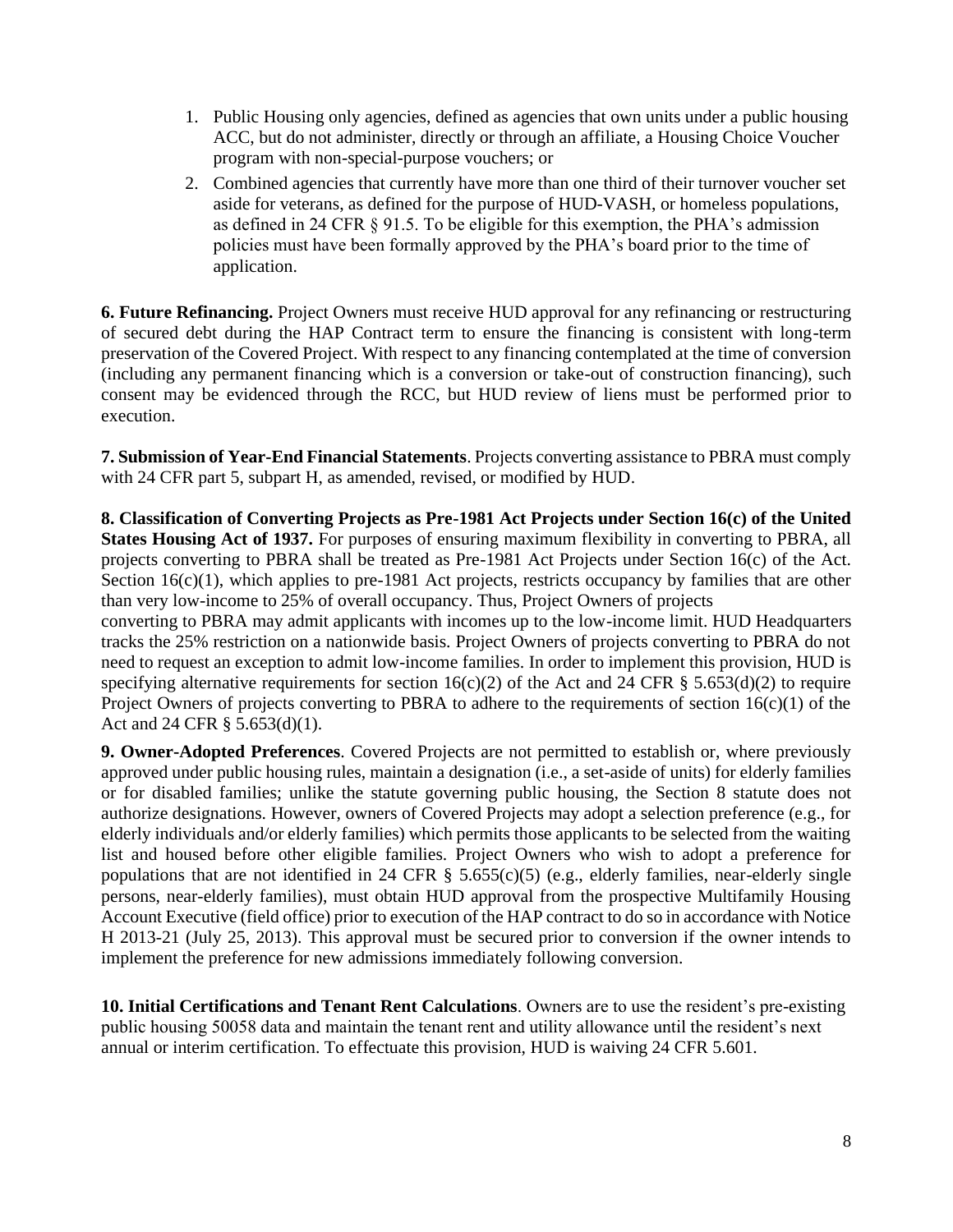1. Public Housing only agencies, defined as agencies that own units under a public housing ACC, but do not administer, directly or through an affiliate, a Housing Choice Voucher program with non-special-purpose vouchers; or
2. Combined agencies that currently have more than one third of their turnover voucher set aside for veterans, as defined for the purpose of HUD-VASH, or homeless populations, as defined in 24 CFR § 91.5. To be eligible for this exemption, the PHA's admission policies must have been formally approved by the PHA's board prior to the time of application.

**6. Future Refinancing.** Project Owners must receive HUD approval for any refinancing or restructuring of secured debt during the HAP Contract term to ensure the financing is consistent with long-term preservation of the Covered Project. With respect to any financing contemplated at the time of conversion (including any permanent financing which is a conversion or take-out of construction financing), such consent may be evidenced through the RCC, but HUD review of liens must be performed prior to execution.

**7. Submission of Year-End Financial Statements**. Projects converting assistance to PBRA must comply with 24 CFR part 5, subpart H, as amended, revised, or modified by HUD.

**8. Classification of Converting Projects as Pre-1981 Act Projects under Section 16(c) of the United States Housing Act of 1937.** For purposes of ensuring maximum flexibility in converting to PBRA, all projects converting to PBRA shall be treated as Pre-1981 Act Projects under Section 16(c) of the Act. Section 16(c)(1), which applies to pre-1981 Act projects, restricts occupancy by families that are other than very low-income to 25% of overall occupancy. Thus, Project Owners of projects converting to PBRA may admit applicants with incomes up to the low-income limit. HUD Headquarters tracks the 25% restriction on a nationwide basis. Project Owners of projects converting to PBRA do not need to request an exception to admit low-income families. In order to implement this provision, HUD is specifying alternative requirements for section 16(c)(2) of the Act and 24 CFR § 5.653(d)(2) to require Project Owners of projects converting to PBRA to adhere to the requirements of section 16(c)(1) of the Act and 24 CFR § 5.653(d)(1).

**9. Owner-Adopted Preferences**. Covered Projects are not permitted to establish or, where previously approved under public housing rules, maintain a designation (i.e., a set-aside of units) for elderly families or for disabled families; unlike the statute governing public housing, the Section 8 statute does not authorize designations. However, owners of Covered Projects may adopt a selection preference (e.g., for elderly individuals and/or elderly families) which permits those applicants to be selected from the waiting list and housed before other eligible families. Project Owners who wish to adopt a preference for populations that are not identified in 24 CFR § 5.655(c)(5) (e.g., elderly families, near-elderly single persons, near-elderly families), must obtain HUD approval from the prospective Multifamily Housing Account Executive (field office) prior to execution of the HAP contract to do so in accordance with Notice H 2013-21 (July 25, 2013). This approval must be secured prior to conversion if the owner intends to implement the preference for new admissions immediately following conversion.

**10. Initial Certifications and Tenant Rent Calculations**. Owners are to use the resident's pre-existing public housing 50058 data and maintain the tenant rent and utility allowance until the resident's next annual or interim certification. To effectuate this provision, HUD is waiving 24 CFR 5.601.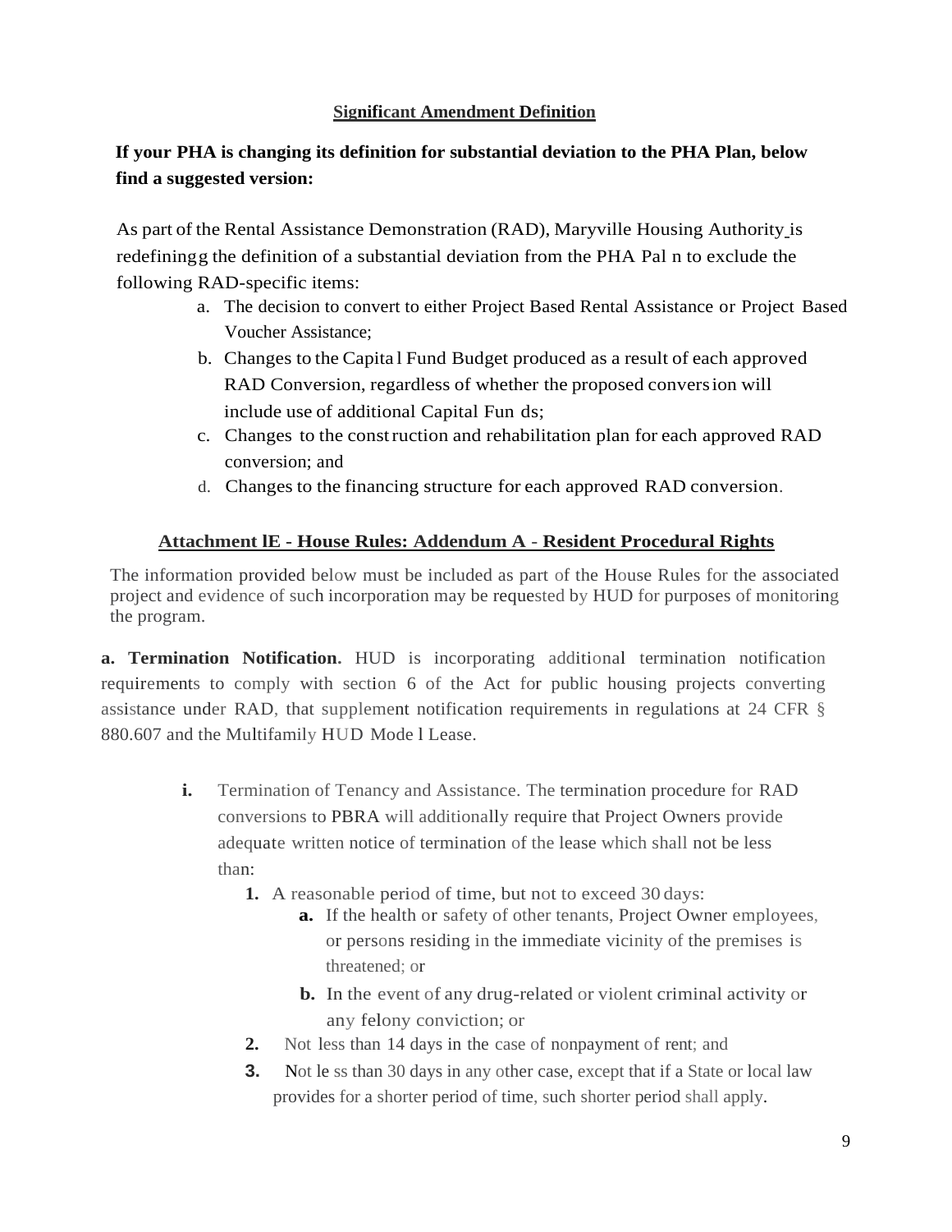**Significant Amendment Definition**

**If your PHA is changing its definition for substantial deviation to the PHA Plan, below find a suggested version:**

As part of the Rental Assistance Demonstration (RAD), Maryville Housing Authority is redefiningg the definition of a substantial deviation from the PHA Pal n to exclude the following RAD-specific items:

a. The decision to convert to either Project Based Rental Assistance or Project Based Voucher Assistance;
b. Changes to the Capita l Fund Budget produced as a result of each approved RAD Conversion, regardless of whether the proposed conversion will include use of additional Capital Fun ds;
c. Changes to the construction and rehabilitation plan for each approved RAD conversion; and
d. Changes to the financing structure for each approved RAD conversion.

**Attachment lE - House Rules: Addendum A - Resident Procedural Rights**

The information provided below must be included as part of the House Rules for the associated project and evidence of such incorporation may be requested by HUD for purposes of monitoring the program.

**a. Termination Notification.** HUD is incorporating additional termination notification requirements to comply with section 6 of the Act for public housing projects converting assistance under RAD, that supplement notification requirements in regulations at 24 CFR § 880.607 and the Multifamily HUD Mode l Lease.

**i.** Termination of Tenancy and Assistance. The termination procedure for RAD conversions to PBRA will additionally require that Project Owners provide adequate written notice of termination of the lease which shall not be less than:

1. A reasonable period of time, but not to exceed 30 days:
   a. If the health or safety of other tenants, Project Owner employees, or persons residing in the immediate vicinity of the premises is threatened; or
   b. In the event of any drug-related or violent criminal activity or any felony conviction; or
2. Not less than 14 days in the case of nonpayment of rent; and
3. Not le ss than 30 days in any other case, except that if a State or local law provides for a shorter period of time, such shorter period shall apply.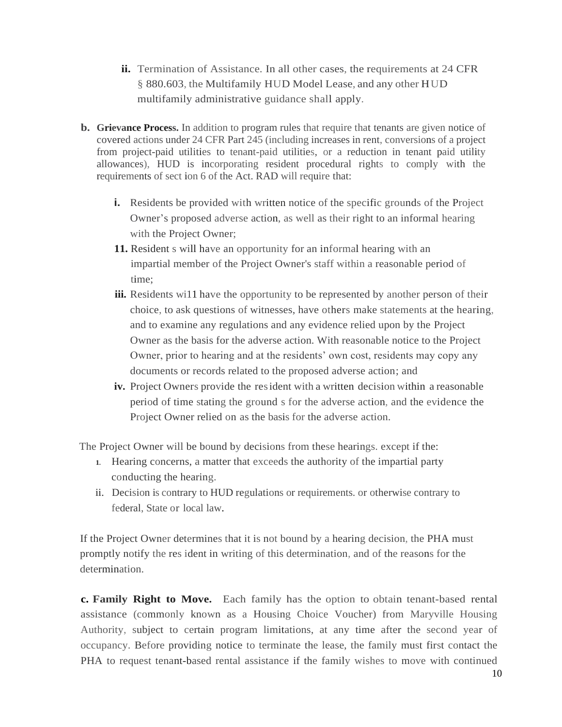ii. Termination of Assistance. In all other cases, the requirements at 24 CFR § 880.603, the Multifamily HUD Model Lease, and any other HUD multifamily administrative guidance shall apply.

**b. Grievance Process.** In addition to program rules that require that tenants are given notice of covered actions under 24 CFR Part 245 (including increases in rent, conversions of a project from project-paid utilities to tenant-paid utilities, or a reduction in tenant paid utility allowances), HUD is incorporating resident procedural rights to comply with the requirements of sect ion 6 of the Act. RAD will require that:

**i.** Residents be provided with written notice of the specific grounds of the Project Owner's proposed adverse action, as well as their right to an informal hearing with the Project Owner;

**11.** Resident s will have an opportunity for an informal hearing with an impartial member of the Project Owner's staff within a reasonable period of time;

**iii.** Residents wi11 have the opportunity to be represented by another person of their choice, to ask questions of witnesses, have others make statements at the hearing, and to examine any regulations and any evidence relied upon by the Project Owner as the basis for the adverse action. With reasonable notice to the Project Owner, prior to hearing and at the residents' own cost, residents may copy any documents or records related to the proposed adverse action; and

**iv.** Project Owners provide the res ident with a written decision within a reasonable period of time stating the ground s for the adverse action, and the evidence the Project Owner relied on as the basis for the adverse action.

The Project Owner will be bound by decisions from these hearings. except if the:

1. Hearing concerns, a matter that exceeds the authority of the impartial party conducting the hearing.

ii. Decision is contrary to HUD regulations or requirements. or otherwise contrary to federal, State or local law.

If the Project Owner determines that it is not bound by a hearing decision, the PHA must promptly notify the res ident in writing of this determination, and of the reasons for the determination.

**c. Family Right to Move.** Each family has the option to obtain tenant-based rental assistance (commonly known as a Housing Choice Voucher) from Maryville Housing Authority, subject to certain program limitations, at any time after the second year of occupancy. Before providing notice to terminate the lease, the family must first contact the PHA to request tenant-based rental assistance if the family wishes to move with continued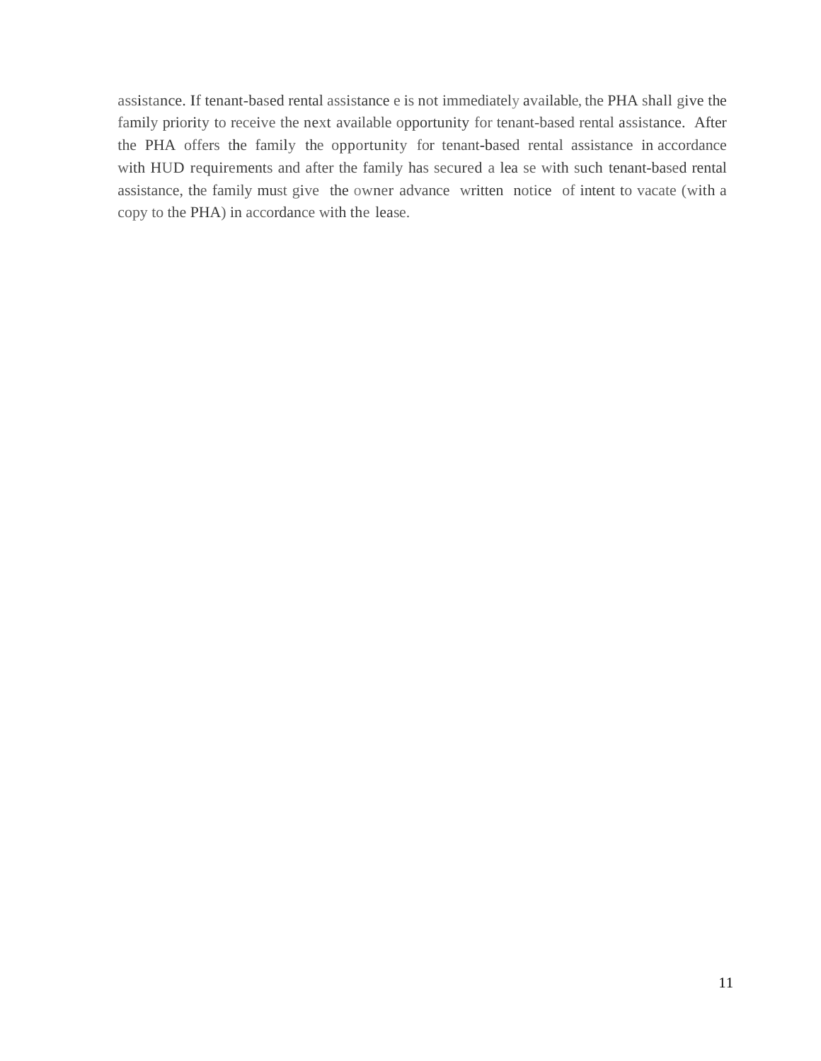assistance. If tenant-based rental assistance e is not immediately available, the PHA shall give the family priority to receive the next available opportunity for tenant-based rental assistance. After the PHA offers the family the opportunity for tenant-based rental assistance in accordance with HUD requirements and after the family has secured a lea se with such tenant-based rental assistance, the family must give the owner advance written notice of intent to vacate (with a copy to the PHA) in accordance with the lease.